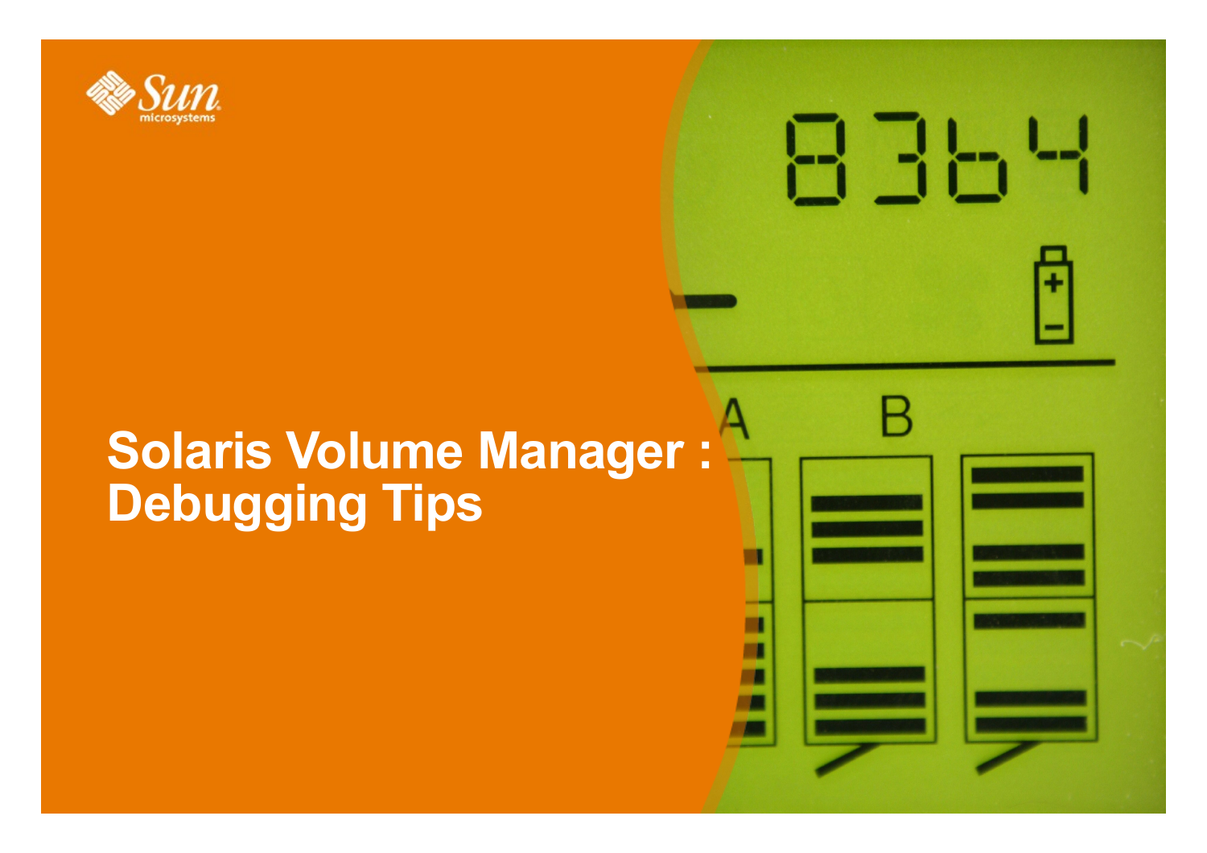# Solaris Volume Manager : Debugging Tips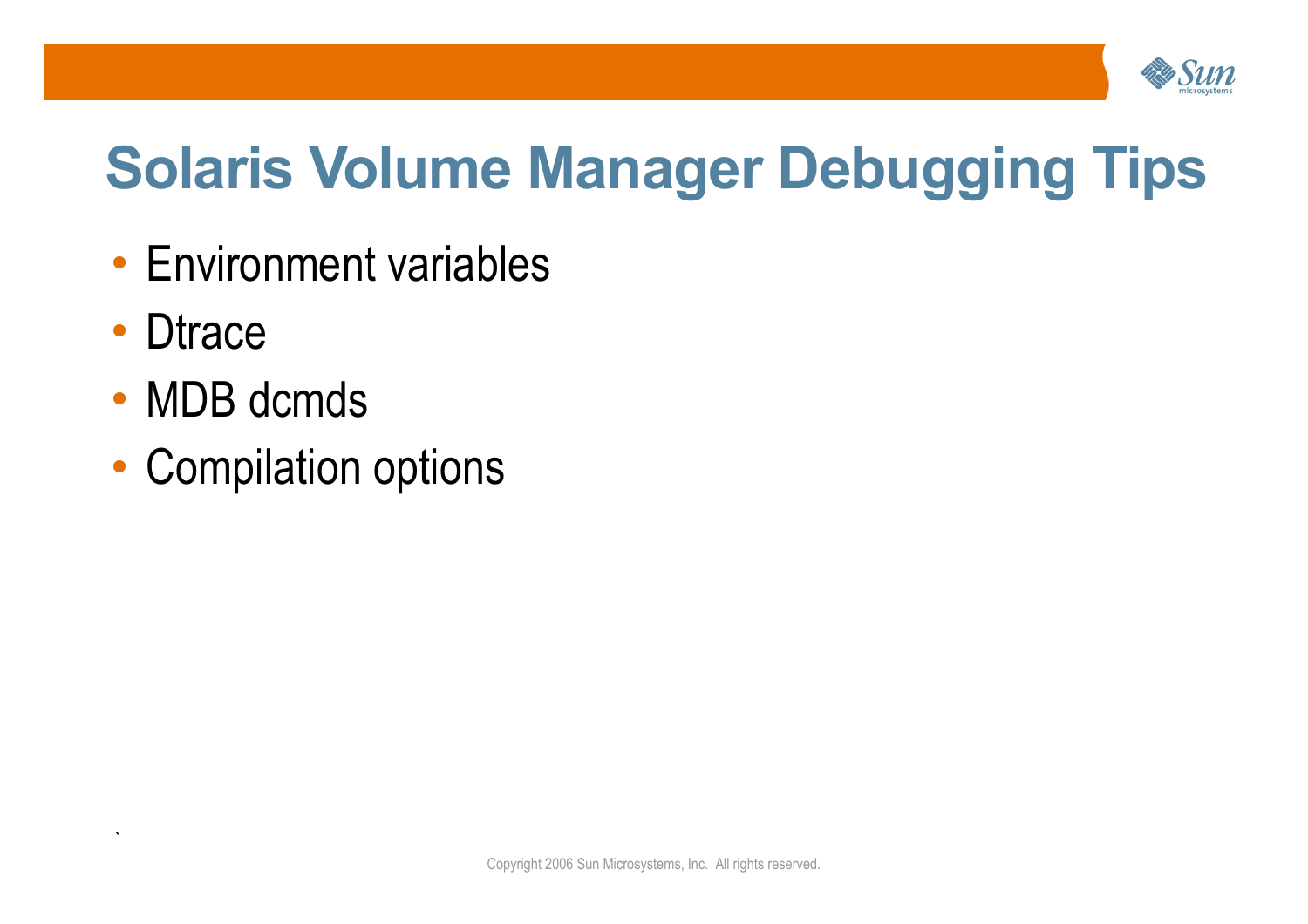# Solaris Volume Manager Debugging Tips

- Environment variables
- Dtrace
- MDB dcmds
- Compilation options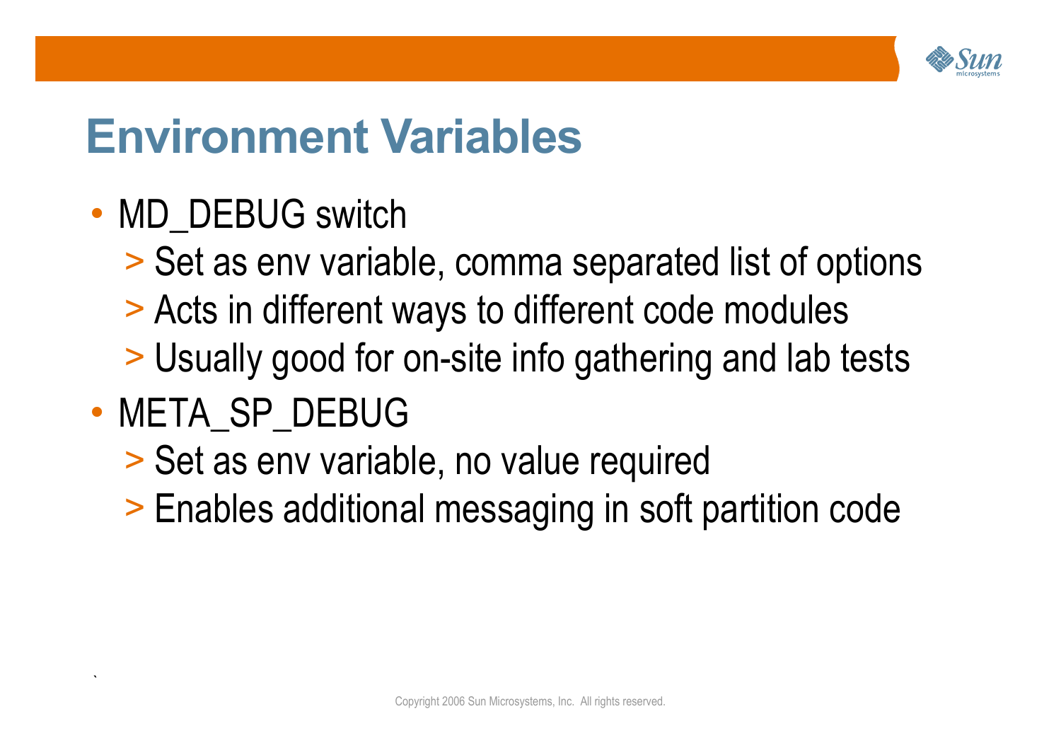# Environment Variables

- MD_DEBUG switch
  - Set as env variable, comma separated list of options
  - Acts in different ways to different code modules
  - Usually good for on-site info gathering and lab tests
- META_SP_DEBUG
  - Set as env variable, no value required
  - Enables additional messaging in soft partition code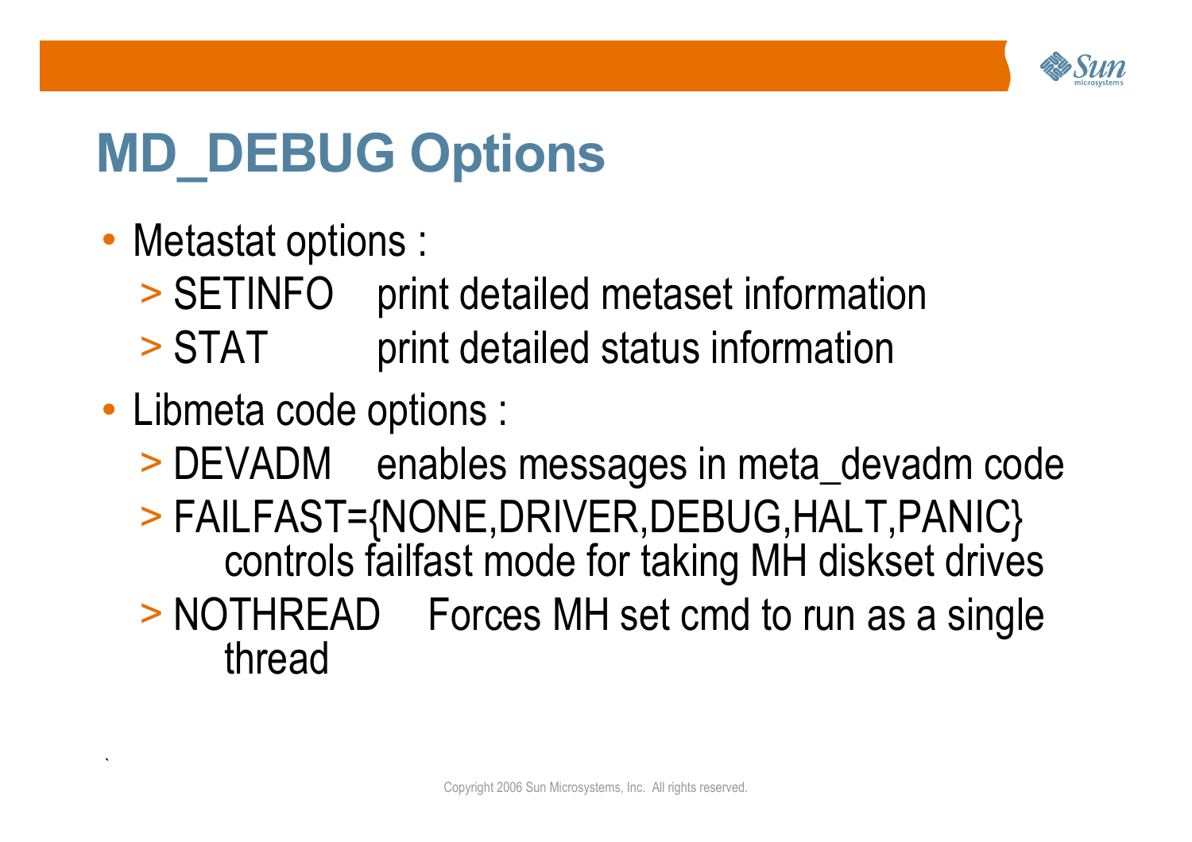# MD_DEBUG Options

- Metastat options :
  - SETINFO print detailed metaset information
  - STAT print detailed status information
- Libmeta code options :
  - DEVADM enables messages in meta_devadm code
  - FAILFAST={NONE,DRIVER,DEBUG,HALT,PANIC} controls failfast mode for taking MH diskset drives
  - NOTHREAD Forces MH set cmd to run as a single thread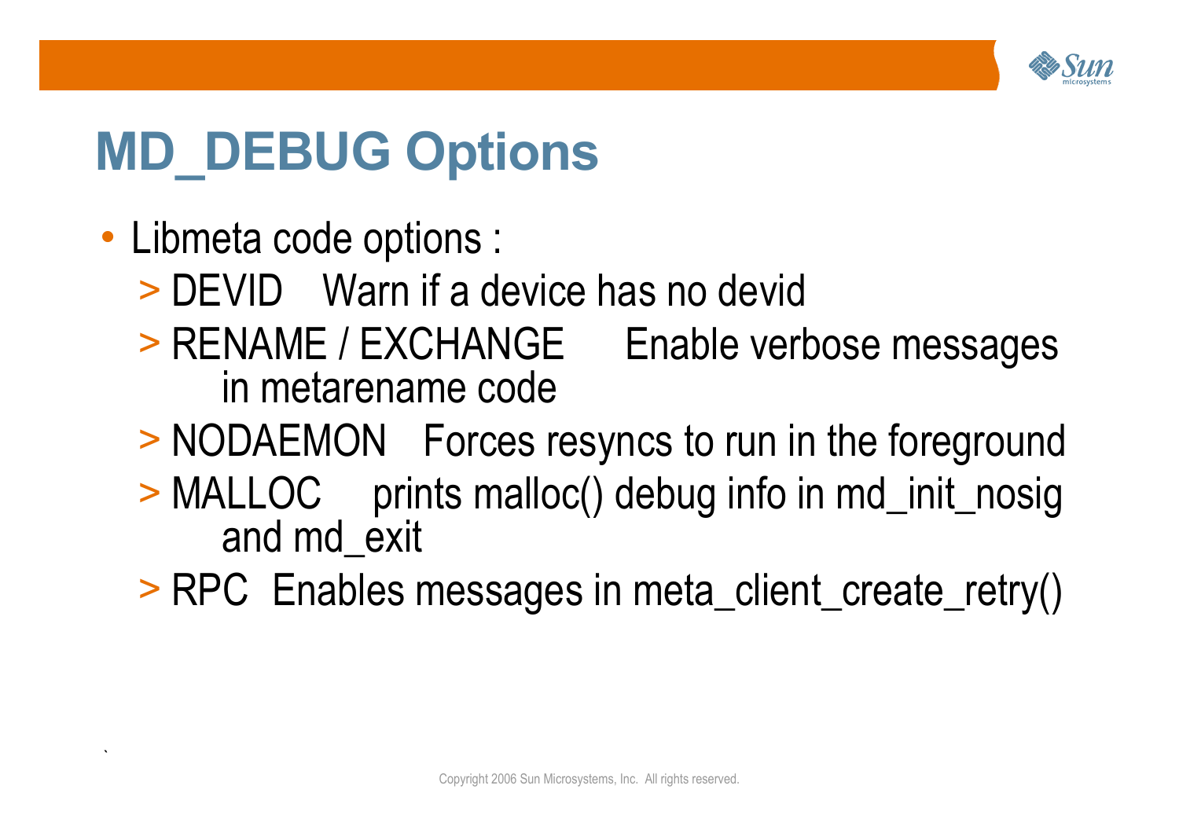# MD_DEBUG Options

- Libmeta code options :
  - DEVID  Warn if a device has no devid
  - RENAME / EXCHANGE  Enable verbose messages in metarename code
  - NODAEMON  Forces resyncs to run in the foreground
  - MALLOC  prints malloc() debug info in md_init_nosig and md_exit
  - RPC  Enables messages in meta_client_create_retry()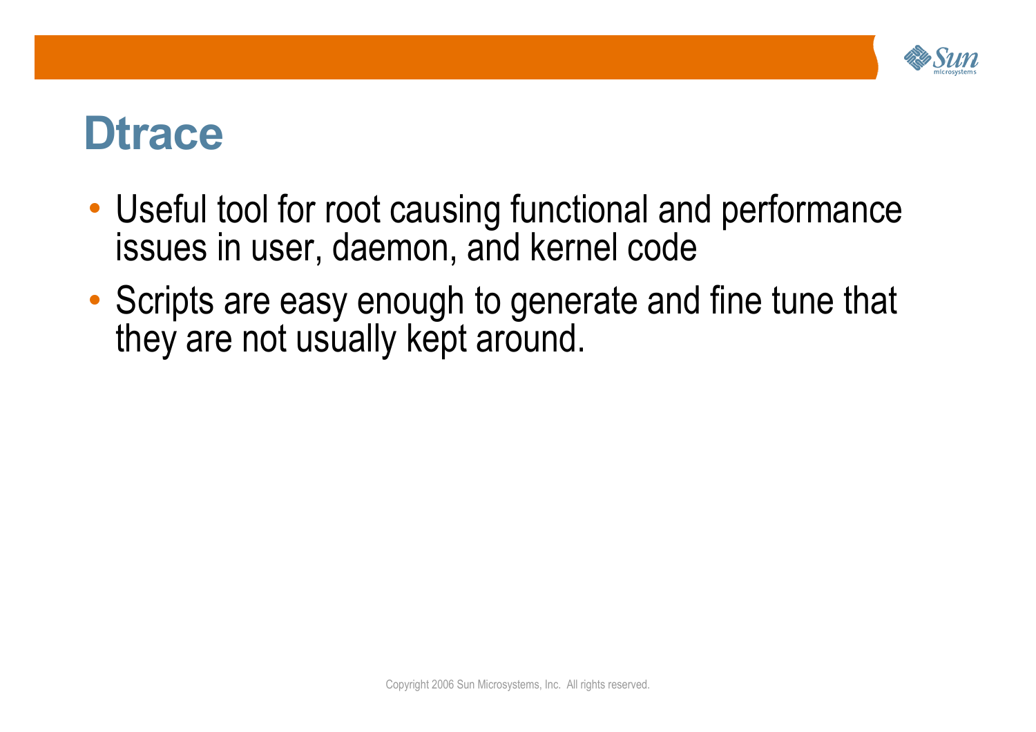# Dtrace

- Useful tool for root causing functional and performance issues in user, daemon, and kernel code
- Scripts are easy enough to generate and fine tune that they are not usually kept around.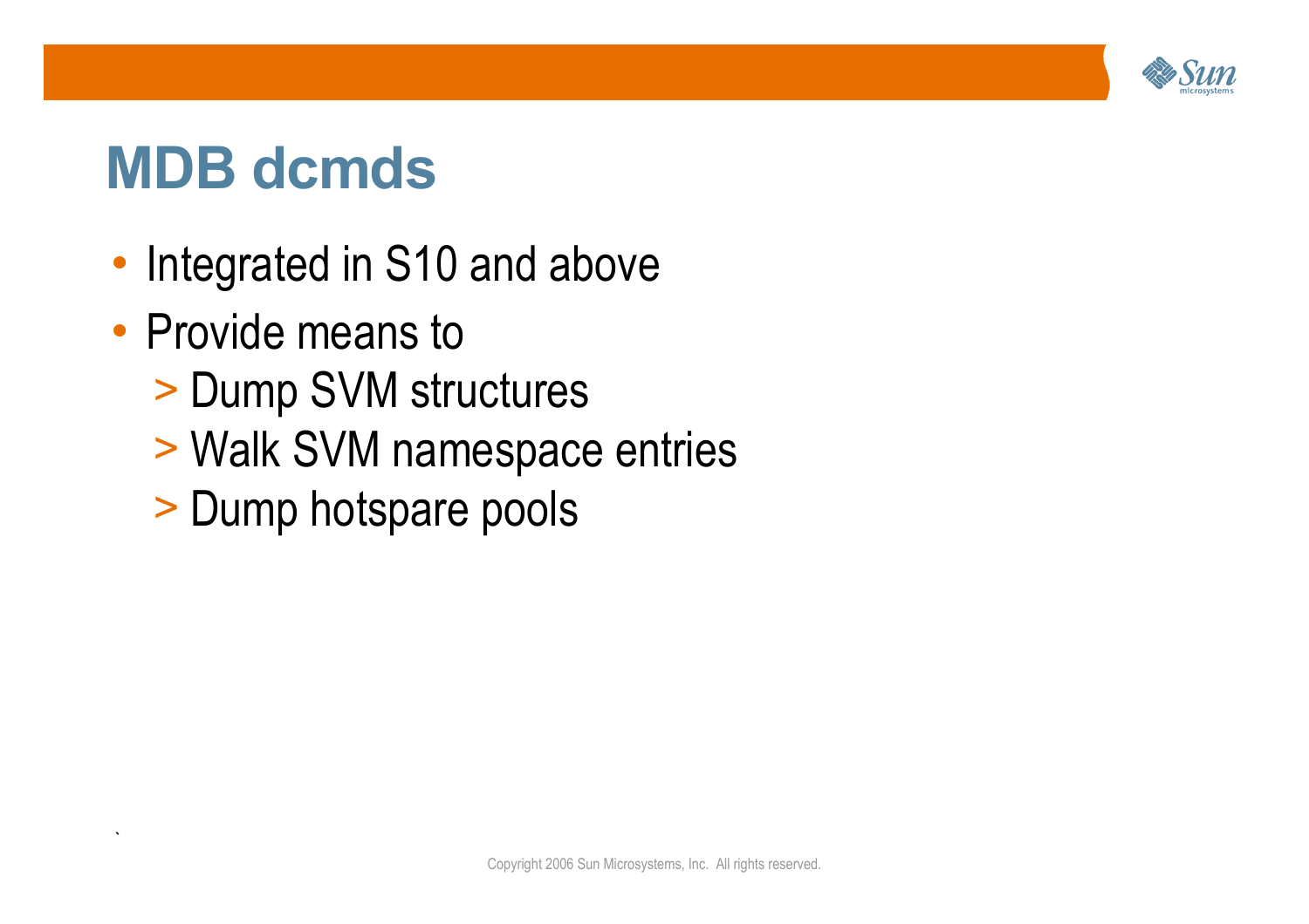# MDB dcmds

- Integrated in S10 and above
- Provide means to
  - Dump SVM structures
  - Walk SVM namespace entries
  - Dump hotspare pools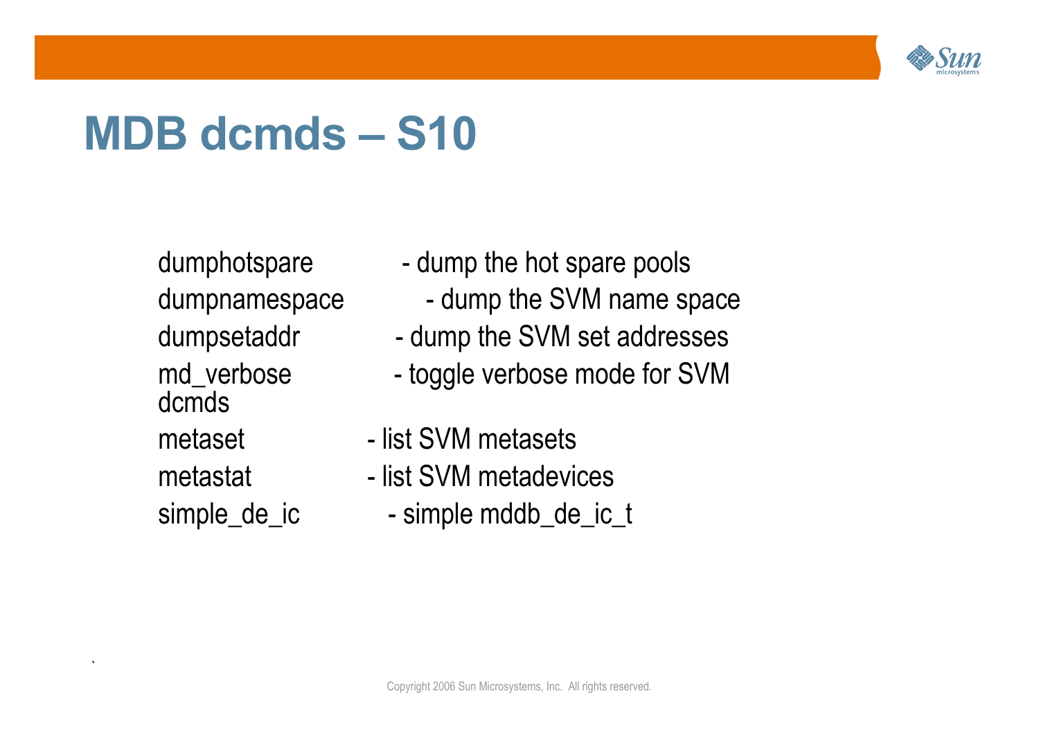# MDB dcmds – S10

dumphotspare - dump the hot spare pools
dumpnamespace - dump the SVM name space
dumpsetaddr - dump the SVM set addresses
md_verbose - toggle verbose mode for SVM dcmds
metaset - list SVM metasets
metastat - list SVM metadevices
simple_de_ic - simple mddb_de_ic_t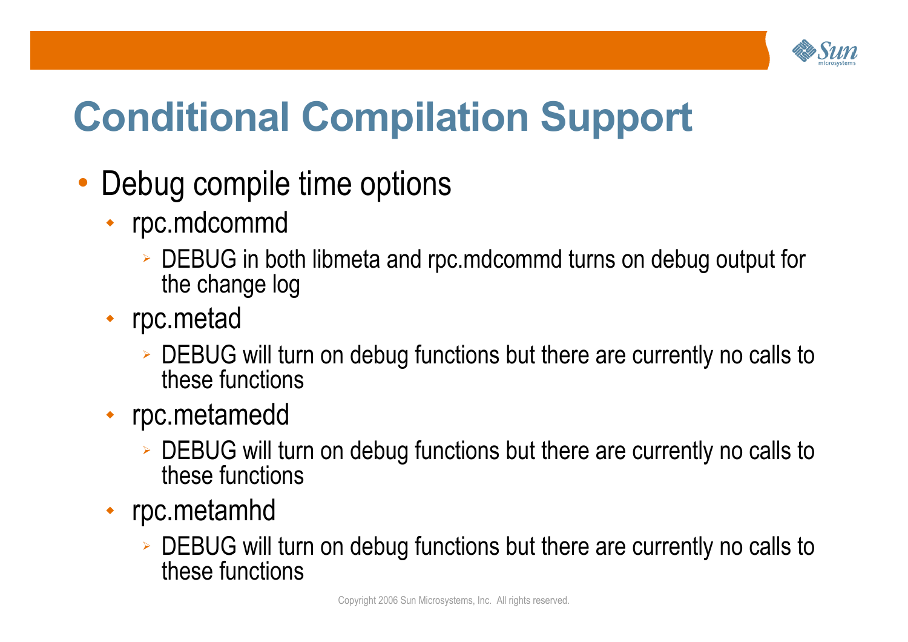# Conditional Compilation Support

- Debug compile time options
  - rpc.mdcommd
    - DEBUG in both libmeta and rpc.mdcommd turns on debug output for the change log
  - rpc.metad
    - DEBUG will turn on debug functions but there are currently no calls to these functions
  - rpc.metamedd
    - DEBUG will turn on debug functions but there are currently no calls to these functions
  - rpc.metamhd
    - DEBUG will turn on debug functions but there are currently no calls to these functions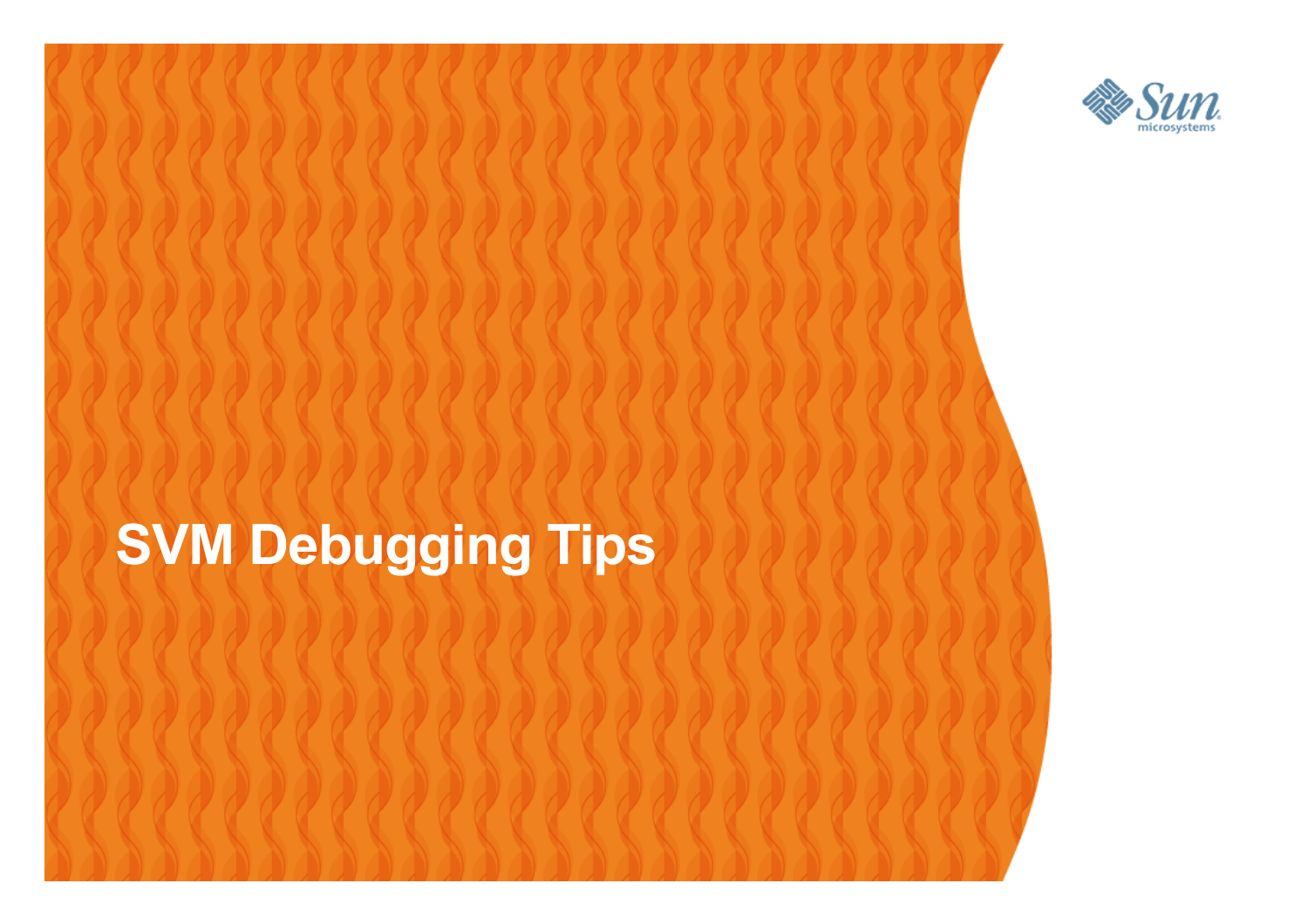# SVM Debugging Tips